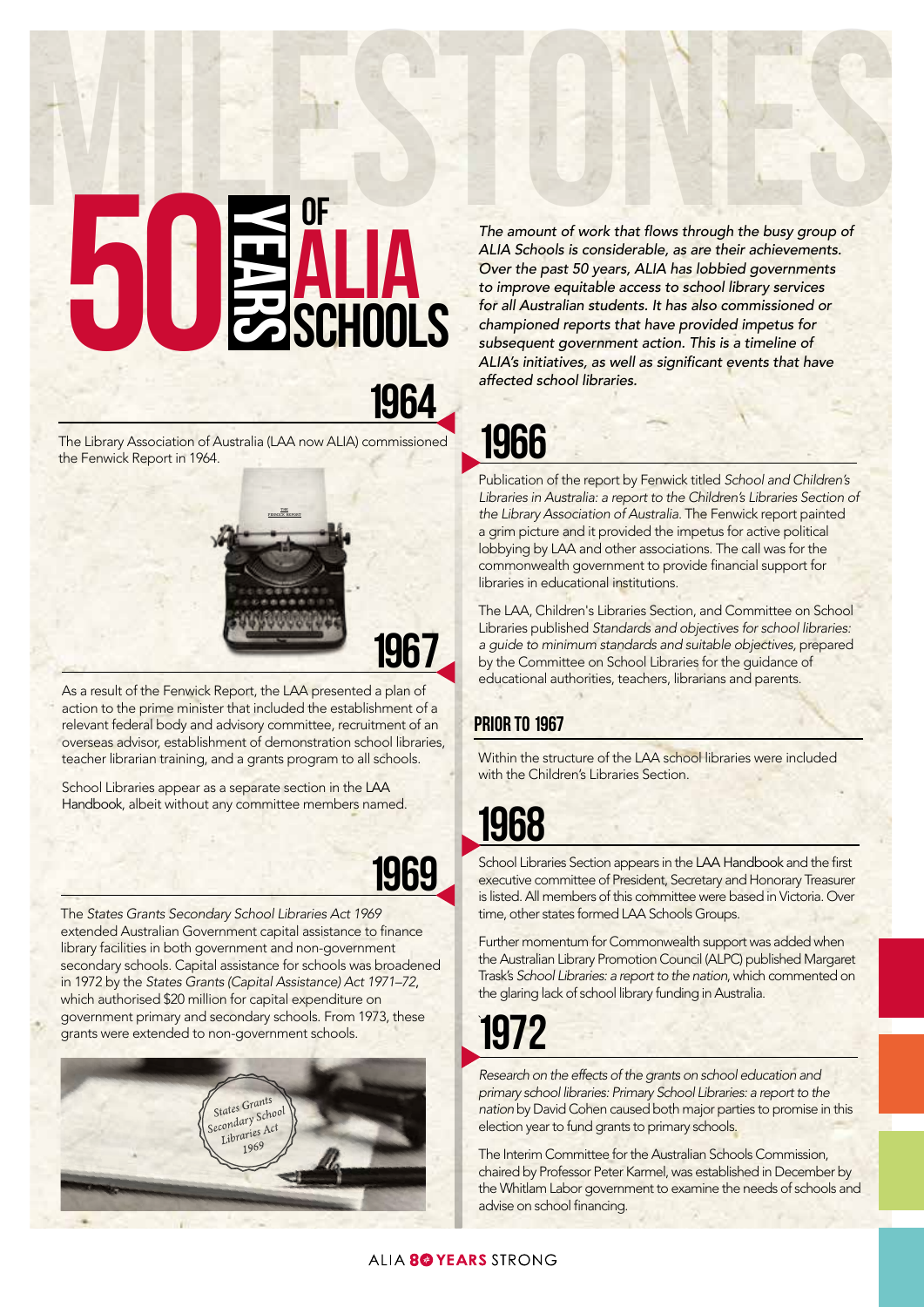# MILESTONES

# 50 YEARS OF ALIA SCHOOLS

*The amount of work that flows through the busy group of ALIA Schools is considerable, as are their achievements. Over the past 50 years, ALIA has lobbied governments to improve equitable access to school library services for all Australian students. It has also commissioned or championed reports that have provided impetus for subsequent government action. This is a timeline of ALIA's initiatives, as well as significant events that have affected school libraries.*

## 1964

The Library Association of Australia (LAA now ALIA) commissioned the Fenwick Report in 1964.

## 1966

Publication of the report by Fenwick titled *School and Children's Libraries in Australia: a report to the Children's Libraries Section of the Library Association of Australia*. The Fenwick report painted a grim picture and it provided the impetus for active political lobbying by LAA and other associations. The call was for the commonwealth government to provide financial support for libraries in educational institutions.

The LAA, Children's Libraries Section, and Committee on School Libraries published *Standards and objectives for school libraries: a guide to minimum standards and suitable objectives*, prepared by the Committee on School Libraries for the guidance of educational authorities, teachers, librarians and parents.

### PRIOR TO 1967

Within the structure of the LAA school libraries were included with the Children's Libraries Section.

## 1967

As a result of the Fenwick Report, the LAA presented a plan of action to the prime minister that included the establishment of a relevant federal body and advisory committee, recruitment of an overseas advisor, establishment of demonstration school libraries, teacher librarian training, and a grants program to all schools.

School Libraries appear as a separate section in the LAA Handbook, albeit without any committee members named.

## 1968

School Libraries Section appears in the LAA Handbook and the first executive committee of President, Secretary and Honorary Treasurer is listed. All members of this committee were based in Victoria. Over time, other states formed LAA Schools Groups.

Further momentum for Commonwealth support was added when the Australian Library Promotion Council (ALPC) published Margaret Trask's *School Libraries: a report to the nation*, which commented on the glaring lack of school library funding in Australia.

## 1969

The *States Grants Secondary School Libraries Act 1969* extended Australian Government capital assistance to finance library facilities in both government and non-government secondary schools. Capital assistance for schools was broadened in 1972 by the *States Grants (Capital Assistance) Act 1971–72*, which authorised $20 million for capital expenditure on government primary and secondary schools. From 1973, these grants were extended to non-government schools.

## 1972

*Research on the effects of the grants on school education and primary school libraries: Primary School Libraries: a report to the nation* by David Cohen caused both major parties to promise in this election year to fund grants to primary schools.

The Interim Committee for the Australian Schools Commission, chaired by Professor Peter Karmel, was established in December by the Whitlam Labor government to examine the needs of schools and advise on school financing.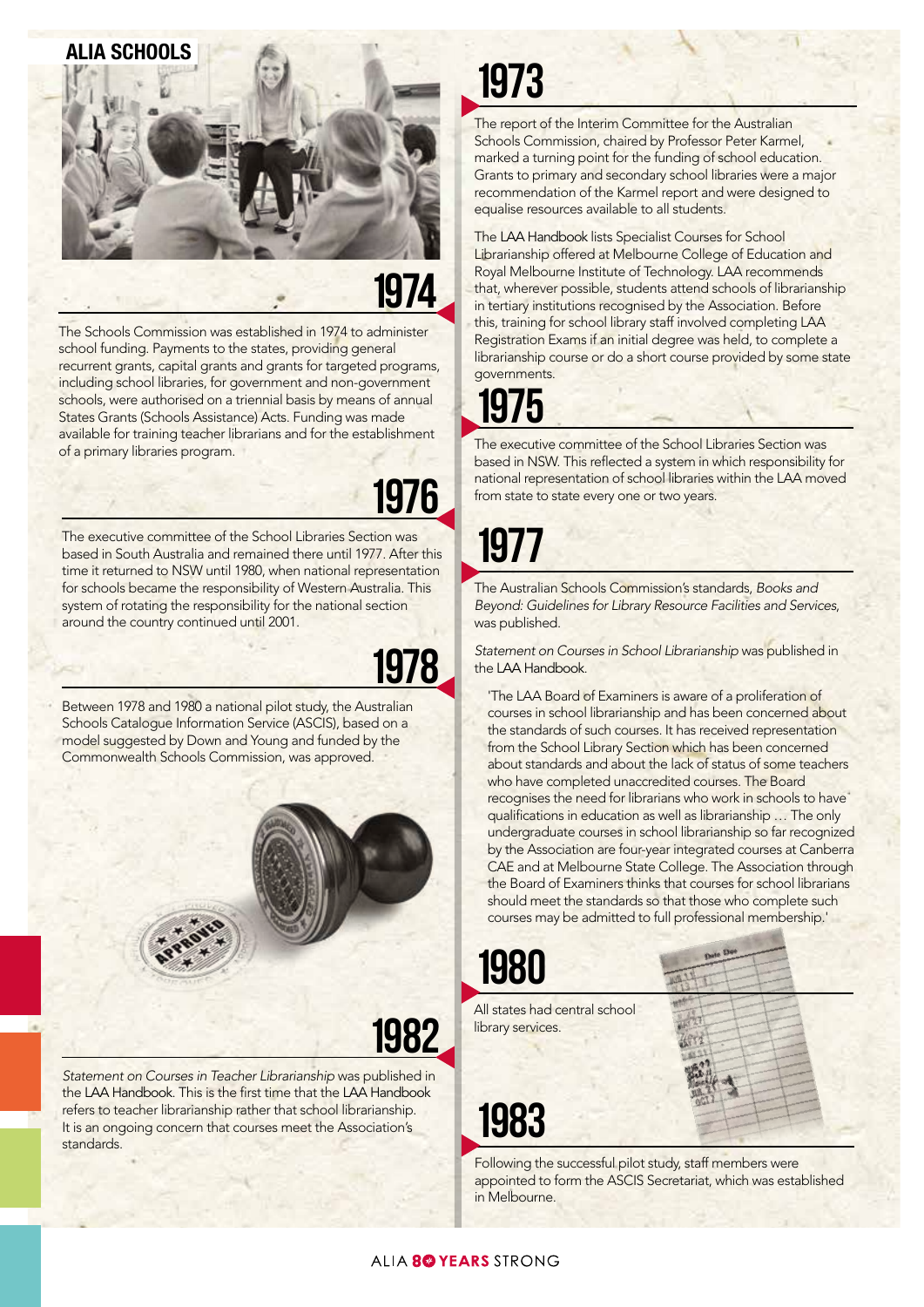## ALIA SCHOOLS

## 1974

The Schools Commission was established in 1974 to administer school funding. Payments to the states, providing general recurrent grants, capital grants and grants for targeted programs, including school libraries, for government and non-government schools, were authorised on a triennial basis by means of annual States Grants (Schools Assistance) Acts. Funding was made available for training teacher librarians and for the establishment of a primary libraries program.

## 1976

The executive committee of the School Libraries Section was based in South Australia and remained there until 1977. After this time it returned to NSW until 1980, when national representation for schools became the responsibility of Western Australia. This system of rotating the responsibility for the national section around the country continued until 2001.

## 1978

Between 1978 and 1980 a national pilot study, the Australian Schools Catalogue Information Service (ASCIS), based on a model suggested by Down and Young and funded by the Commonwealth Schools Commission, was approved.

## 1982

*Statement on Courses in Teacher Librarianship* was published in the LAA Handbook. This is the first time that the LAA Handbook refers to teacher librarianship rather that school librarianship. It is an ongoing concern that courses meet the Association's standards.

## 1973

The report of the Interim Committee for the Australian Schools Commission, chaired by Professor Peter Karmel, marked a turning point for the funding of school education. Grants to primary and secondary school libraries were a major recommendation of the Karmel report and were designed to equalise resources available to all students.

The LAA Handbook lists Specialist Courses for School Librarianship offered at Melbourne College of Education and Royal Melbourne Institute of Technology. LAA recommends that, wherever possible, students attend schools of librarianship in tertiary institutions recognised by the Association. Before this, training for school library staff involved completing LAA Registration Exams if an initial degree was held, to complete a librarianship course or do a short course provided by some state governments.

## 1975

The executive committee of the School Libraries Section was based in NSW. This reflected a system in which responsibility for national representation of school libraries within the LAA moved from state to state every one or two years.

## 1977

The Australian Schools Commission's standards, *Books and Beyond: Guidelines for Library Resource Facilities and Services*, was published.

*Statement on Courses in School Librarianship* was published in the LAA Handbook.

> 'The LAA Board of Examiners is aware of a proliferation of courses in school librarianship and has been concerned about the standards of such courses. It has received representation from the School Library Section which has been concerned about standards and about the lack of status of some teachers who have completed unaccredited courses. The Board recognises the need for librarians who work in schools to have qualifications in education as well as librarianship … The only undergraduate courses in school librarianship so far recognized by the Association are four-year integrated courses at Canberra CAE and at Melbourne State College. The Association through the Board of Examiners thinks that courses for school librarians should meet the standards so that those who complete such courses may be admitted to full professional membership.'

## 1980

All states had central school library services.

## 1983

Following the successful pilot study, staff members were appointed to form the ASCIS Secretariat, which was established in Melbourne.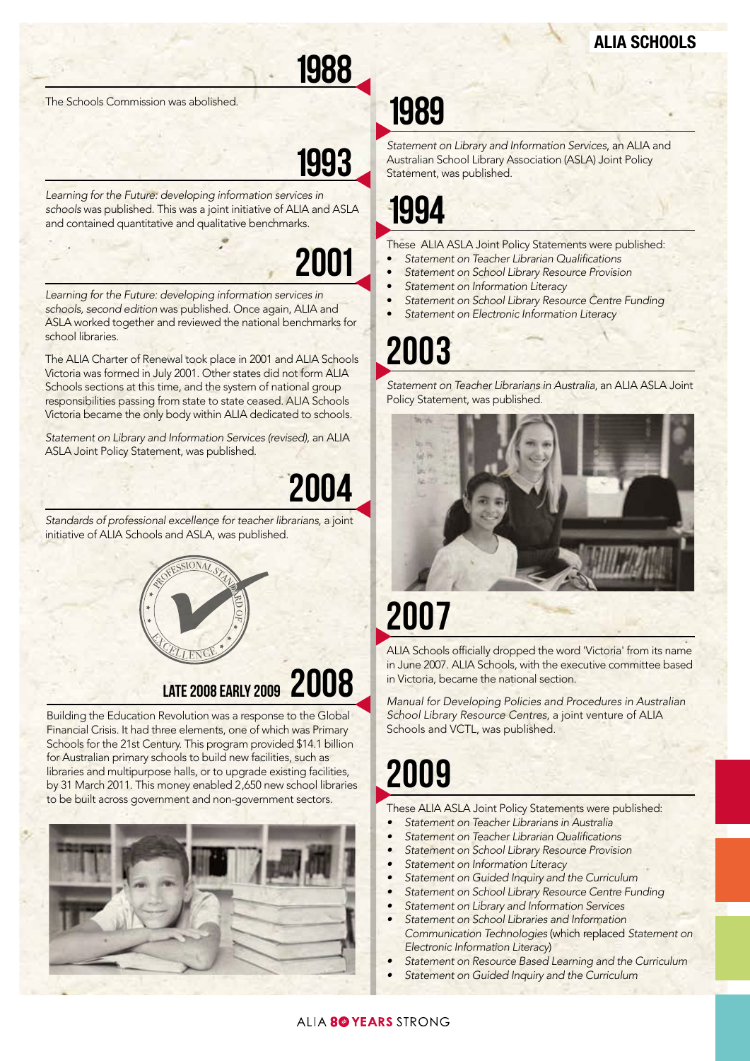## 1988

The Schools Commission was abolished.

## 1989

*Statement on Library and Information Services*, an ALIA and Australian School Library Association (ASLA) Joint Policy Statement, was published.

## 1993

*Learning for the Future: developing information services in schools* was published. This was a joint initiative of ALIA and ASLA and contained quantitative and qualitative benchmarks.

## 1994

These ALIA ASLA Joint Policy Statements were published:

- *Statement on Teacher Librarian Qualifications*
- *Statement on School Library Resource Provision*
- *Statement on Information Literacy*
- *Statement on School Library Resource Centre Funding*
- *Statement on Electronic Information Literacy*

## 2001

*Learning for the Future: developing information services in schools, second edition* was published. Once again, ALIA and ASLA worked together and reviewed the national benchmarks for school libraries.

The ALIA Charter of Renewal took place in 2001 and ALIA Schools Victoria was formed in July 2001. Other states did not form ALIA Schools sections at this time, and the system of national group responsibilities passing from state to state ceased. ALIA Schools Victoria became the only body within ALIA dedicated to schools.

*Statement on Library and Information Services (revised)*, an ALIA ASLA Joint Policy Statement, was published.

## 2003

*Statement on Teacher Librarians in Australia*, an ALIA ASLA Joint Policy Statement, was published.

## 2004

*Standards of professional excellence for teacher librarians*, a joint initiative of ALIA Schools and ASLA, was published.

## 2007

ALIA Schools officially dropped the word 'Victoria' from its name in June 2007. ALIA Schools, with the executive committee based in Victoria, became the national section.

*Manual for Developing Policies and Procedures in Australian School Library Resource Centres*, a joint venture of ALIA Schools and VCTL, was published.

## LATE 2008 EARLY 2009 2008

Building the Education Revolution was a response to the Global Financial Crisis. It had three elements, one of which was Primary Schools for the 21st Century. This program provided $14.1 billion for Australian primary schools to build new facilities, such as libraries and multipurpose halls, or to upgrade existing facilities, by 31 March 2011. This money enabled 2,650 new school libraries to be built across government and non-government sectors.

## 2009

These ALIA ASLA Joint Policy Statements were published:

- *Statement on Teacher Librarians in Australia*
- *Statement on Teacher Librarian Qualifications*
- *Statement on School Library Resource Provision*
- *Statement on Information Literacy*
- *Statement on Guided Inquiry and the Curriculum*
- *Statement on School Library Resource Centre Funding*
- *Statement on Library and Information Services*
- *Statement on School Libraries and Information Communication Technologies* (which replaced *Statement on Electronic Information Literacy*)
- *Statement on Resource Based Learning and the Curriculum*
- *Statement on Guided Inquiry and the Curriculum*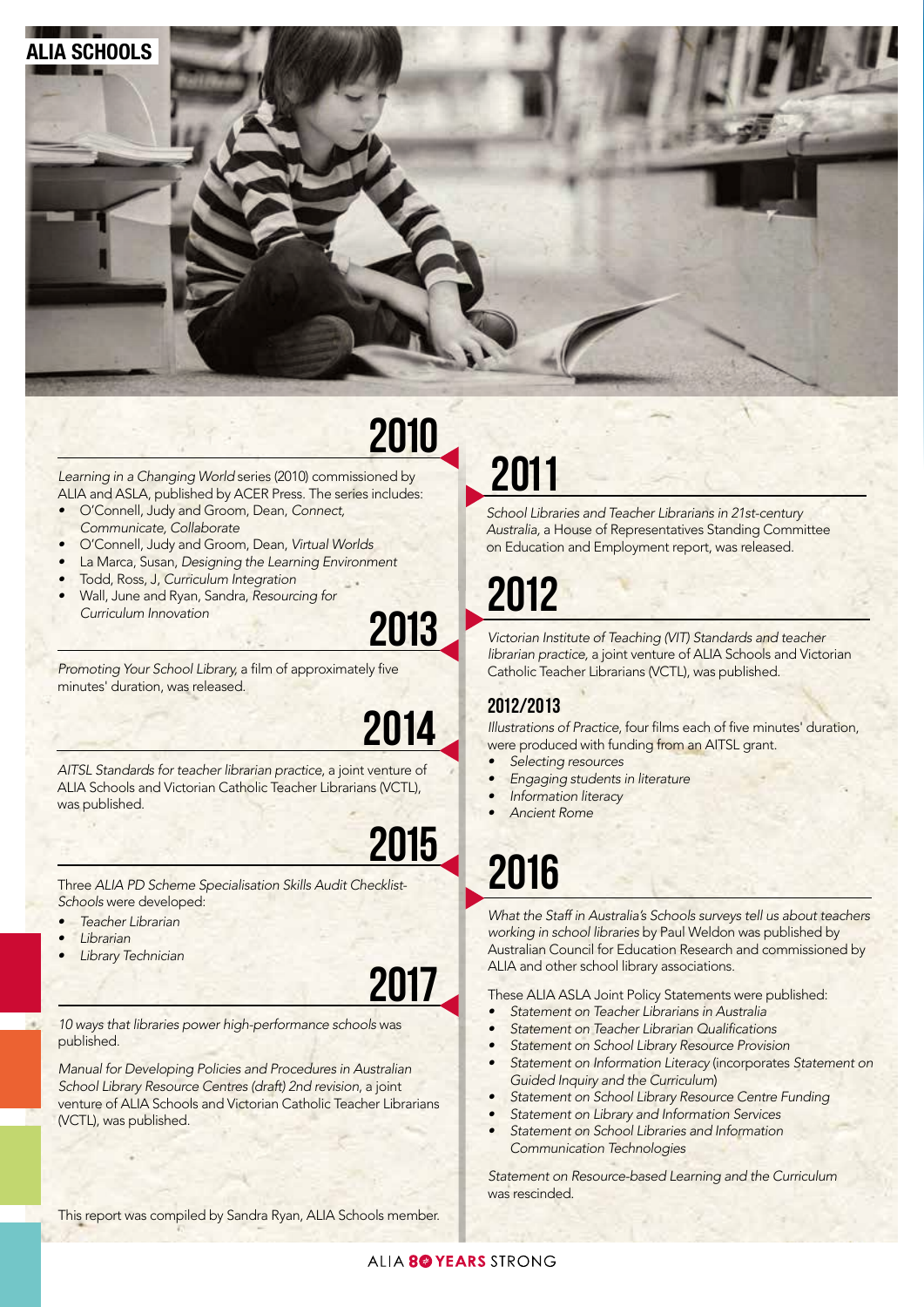## ALIA SCHOOLS

## 2010

*Learning in a Changing World* series (2010) commissioned by ALIA and ASLA, published by ACER Press. The series includes:

- O'Connell, Judy and Groom, Dean, *Connect, Communicate, Collaborate*
- O'Connell, Judy and Groom, Dean, *Virtual Worlds*
- La Marca, Susan, *Designing the Learning Environment*
- Todd, Ross, J, *Curriculum Integration*
- Wall, June and Ryan, Sandra, *Resourcing for Curriculum Innovation*

## 2011

*School Libraries and Teacher Librarians in 21st-century Australia*, a House of Representatives Standing Committee on Education and Employment report, was released.

## 2012

*Victorian Institute of Teaching (VIT) Standards and teacher librarian practice*, a joint venture of ALIA Schools and Victorian Catholic Teacher Librarians (VCTL), was published.

### 2012/2013

*Illustrations of Practice*, four films each of five minutes' duration, were produced with funding from an AITSL grant.

- *Selecting resources*
- *Engaging students in literature*
- *Information literacy*
- *Ancient Rome*

## 2013

*Promoting Your School Library*, a film of approximately five minutes' duration, was released.

## 2014

*AITSL Standards for teacher librarian practice*, a joint venture of ALIA Schools and Victorian Catholic Teacher Librarians (VCTL), was published.

## 2015

Three *ALIA PD Scheme Specialisation Skills Audit Checklist-Schools* were developed:

- *Teacher Librarian*
- *Librarian*
- *Library Technician*

## 2016

*What the Staff in Australia's Schools surveys tell us about teachers working in school libraries* by Paul Weldon was published by Australian Council for Education Research and commissioned by ALIA and other school library associations.

These ALIA ASLA Joint Policy Statements were published:

- *Statement on Teacher Librarians in Australia*
- *Statement on Teacher Librarian Qualifications*
- *Statement on School Library Resource Provision*
- *Statement on Information Literacy* (incorporates *Statement on Guided Inquiry and the Curriculum*)
- *Statement on School Library Resource Centre Funding*
- *Statement on Library and Information Services*
- *Statement on School Libraries and Information Communication Technologies*

*Statement on Resource-based Learning and the Curriculum* was rescinded.

## 2017

*10 ways that libraries power high-performance schools* was published.

*Manual for Developing Policies and Procedures in Australian School Library Resource Centres (draft) 2nd revision*, a joint venture of ALIA Schools and Victorian Catholic Teacher Librarians (VCTL), was published.

This report was compiled by Sandra Ryan, ALIA Schools member.